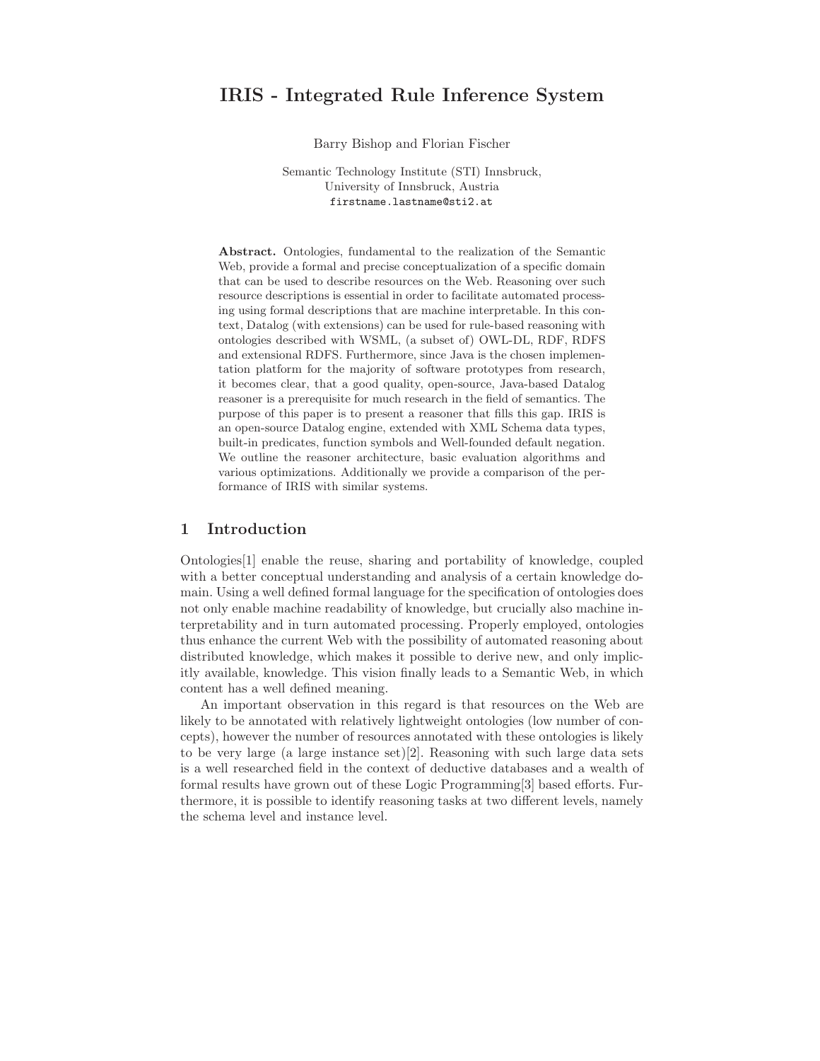# IRIS - Integrated Rule Inference System

Barry Bishop and Florian Fischer

Semantic Technology Institute (STI) Innsbruck,
University of Innsbruck, Austria
`firstname.lastname@sti2.at`

**Abstract.** Ontologies, fundamental to the realization of the Semantic Web, provide a formal and precise conceptualization of a specific domain that can be used to describe resources on the Web. Reasoning over such resource descriptions is essential in order to facilitate automated processing using formal descriptions that are machine interpretable. In this context, Datalog (with extensions) can be used for rule-based reasoning with ontologies described with WSML, (a subset of) OWL-DL, RDF, RDFS and extensional RDFS. Furthermore, since Java is the chosen implementation platform for the majority of software prototypes from research, it becomes clear, that a good quality, open-source, Java-based Datalog reasoner is a prerequisite for much research in the field of semantics. The purpose of this paper is to present a reasoner that fills this gap. IRIS is an open-source Datalog engine, extended with XML Schema data types, built-in predicates, function symbols and Well-founded default negation. We outline the reasoner architecture, basic evaluation algorithms and various optimizations. Additionally we provide a comparison of the performance of IRIS with similar systems.

## 1 Introduction

Ontologies[1] enable the reuse, sharing and portability of knowledge, coupled with a better conceptual understanding and analysis of a certain knowledge domain. Using a well defined formal language for the specification of ontologies does not only enable machine readability of knowledge, but crucially also machine interpretability and in turn automated processing. Properly employed, ontologies thus enhance the current Web with the possibility of automated reasoning about distributed knowledge, which makes it possible to derive new, and only implicitly available, knowledge. This vision finally leads to a Semantic Web, in which content has a well defined meaning.

An important observation in this regard is that resources on the Web are likely to be annotated with relatively lightweight ontologies (low number of concepts), however the number of resources annotated with these ontologies is likely to be very large (a large instance set)[2]. Reasoning with such large data sets is a well researched field in the context of deductive databases and a wealth of formal results have grown out of these Logic Programming[3] based efforts. Furthermore, it is possible to identify reasoning tasks at two different levels, namely the schema level and instance level.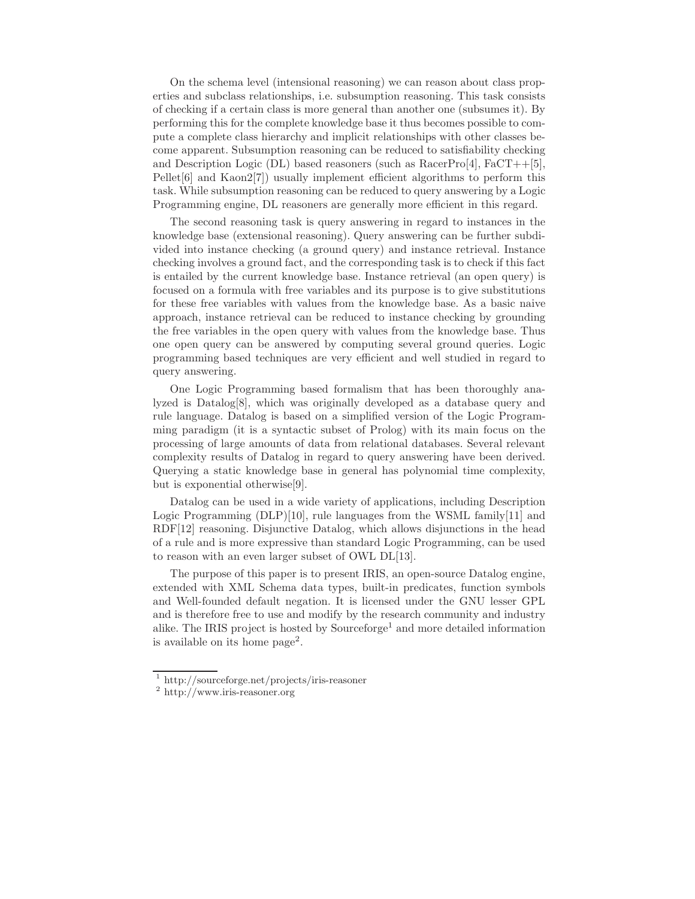On the schema level (intensional reasoning) we can reason about class properties and subclass relationships, i.e. subsumption reasoning. This task consists of checking if a certain class is more general than another one (subsumes it). By performing this for the complete knowledge base it thus becomes possible to compute a complete class hierarchy and implicit relationships with other classes become apparent. Subsumption reasoning can be reduced to satisfiability checking and Description Logic (DL) based reasoners (such as RacerPro[4], FaCT++[5], Pellet[6] and Kaon2[7]) usually implement efficient algorithms to perform this task. While subsumption reasoning can be reduced to query answering by a Logic Programming engine, DL reasoners are generally more efficient in this regard.

The second reasoning task is query answering in regard to instances in the knowledge base (extensional reasoning). Query answering can be further subdivided into instance checking (a ground query) and instance retrieval. Instance checking involves a ground fact, and the corresponding task is to check if this fact is entailed by the current knowledge base. Instance retrieval (an open query) is focused on a formula with free variables and its purpose is to give substitutions for these free variables with values from the knowledge base. As a basic naive approach, instance retrieval can be reduced to instance checking by grounding the free variables in the open query with values from the knowledge base. Thus one open query can be answered by computing several ground queries. Logic programming based techniques are very efficient and well studied in regard to query answering.

One Logic Programming based formalism that has been thoroughly analyzed is Datalog[8], which was originally developed as a database query and rule language. Datalog is based on a simplified version of the Logic Programming paradigm (it is a syntactic subset of Prolog) with its main focus on the processing of large amounts of data from relational databases. Several relevant complexity results of Datalog in regard to query answering have been derived. Querying a static knowledge base in general has polynomial time complexity, but is exponential otherwise[9].

Datalog can be used in a wide variety of applications, including Description Logic Programming (DLP)[10], rule languages from the WSML family[11] and RDF[12] reasoning. Disjunctive Datalog, which allows disjunctions in the head of a rule and is more expressive than standard Logic Programming, can be used to reason with an even larger subset of OWL DL[13].

The purpose of this paper is to present IRIS, an open-source Datalog engine, extended with XML Schema data types, built-in predicates, function symbols and Well-founded default negation. It is licensed under the GNU lesser GPL and is therefore free to use and modify by the research community and industry alike. The IRIS project is hosted by Sourceforge[1] and more detailed information is available on its home page[2].

[1] http://sourceforge.net/projects/iris-reasoner
[2] http://www.iris-reasoner.org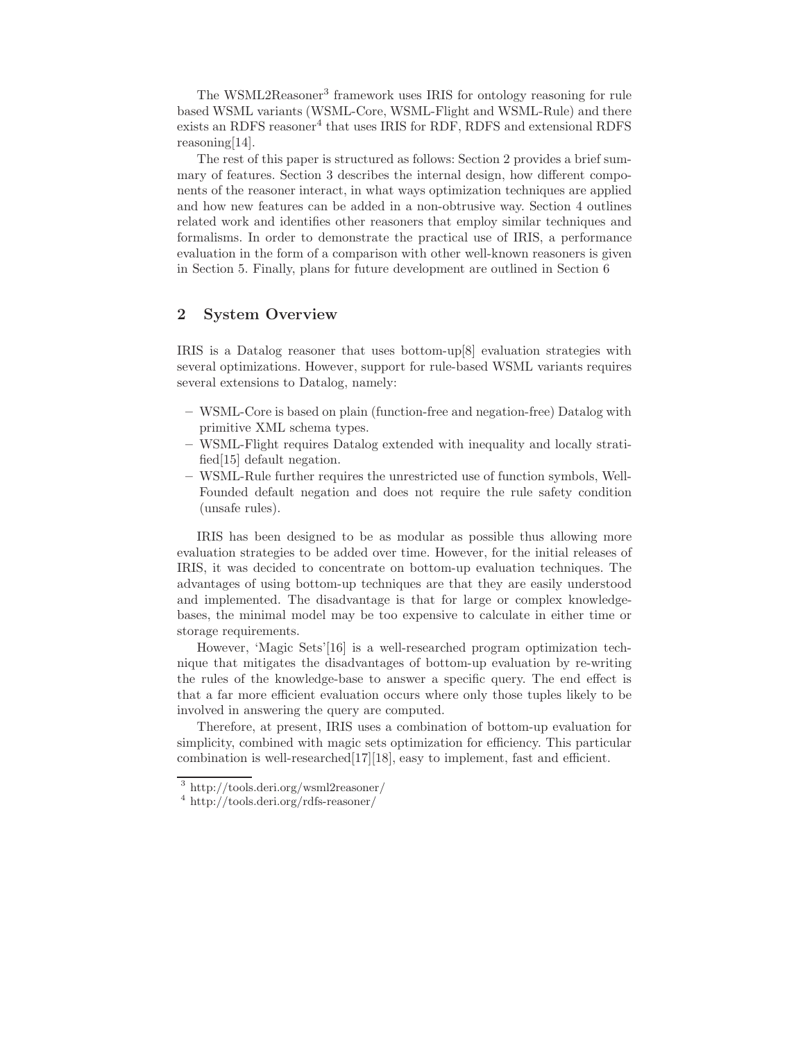The WSML2Reasoner[3] framework uses IRIS for ontology reasoning for rule based WSML variants (WSML-Core, WSML-Flight and WSML-Rule) and there exists an RDFS reasoner[4] that uses IRIS for RDF, RDFS and extensional RDFS reasoning[14].

The rest of this paper is structured as follows: Section 2 provides a brief summary of features. Section 3 describes the internal design, how different components of the reasoner interact, in what ways optimization techniques are applied and how new features can be added in a non-obtrusive way. Section 4 outlines related work and identifies other reasoners that employ similar techniques and formalisms. In order to demonstrate the practical use of IRIS, a performance evaluation in the form of a comparison with other well-known reasoners is given in Section 5. Finally, plans for future development are outlined in Section 6

## 2 System Overview

IRIS is a Datalog reasoner that uses bottom-up[8] evaluation strategies with several optimizations. However, support for rule-based WSML variants requires several extensions to Datalog, namely:

- WSML-Core is based on plain (function-free and negation-free) Datalog with primitive XML schema types.
- WSML-Flight requires Datalog extended with inequality and locally stratified[15] default negation.
- WSML-Rule further requires the unrestricted use of function symbols, Well-Founded default negation and does not require the rule safety condition (unsafe rules).

IRIS has been designed to be as modular as possible thus allowing more evaluation strategies to be added over time. However, for the initial releases of IRIS, it was decided to concentrate on bottom-up evaluation techniques. The advantages of using bottom-up techniques are that they are easily understood and implemented. The disadvantage is that for large or complex knowledge-bases, the minimal model may be too expensive to calculate in either time or storage requirements.

However, 'Magic Sets'[16] is a well-researched program optimization technique that mitigates the disadvantages of bottom-up evaluation by re-writing the rules of the knowledge-base to answer a specific query. The end effect is that a far more efficient evaluation occurs where only those tuples likely to be involved in answering the query are computed.

Therefore, at present, IRIS uses a combination of bottom-up evaluation for simplicity, combined with magic sets optimization for efficiency. This particular combination is well-researched[17][18], easy to implement, fast and efficient.

[3] http://tools.deri.org/wsml2reasoner/

[4] http://tools.deri.org/rdfs-reasoner/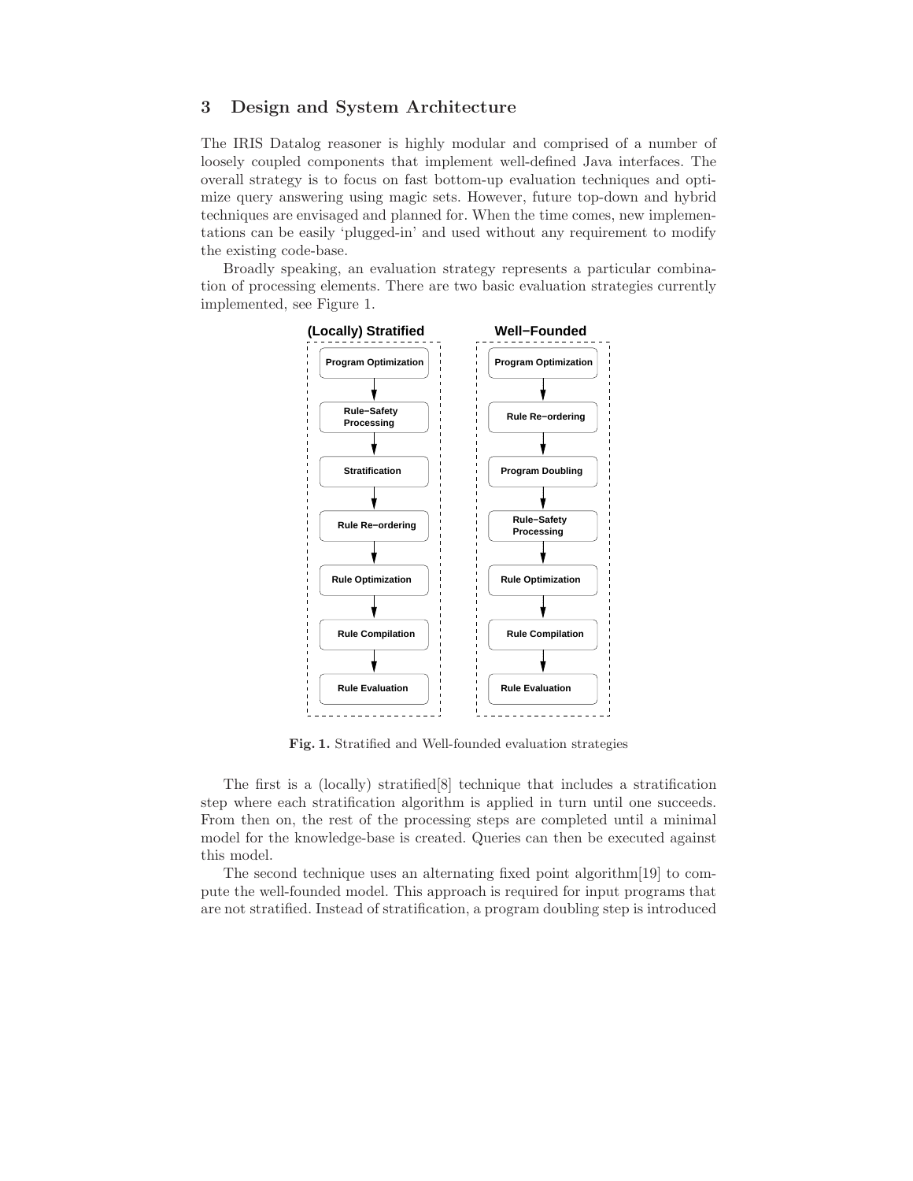## 3 Design and System Architecture

The IRIS Datalog reasoner is highly modular and comprised of a number of loosely coupled components that implement well-defined Java interfaces. The overall strategy is to focus on fast bottom-up evaluation techniques and optimize query answering using magic sets. However, future top-down and hybrid techniques are envisaged and planned for. When the time comes, new implementations can be easily 'plugged-in' and used without any requirement to modify the existing code-base.

Broadly speaking, an evaluation strategy represents a particular combination of processing elements. There are two basic evaluation strategies currently implemented, see Figure 1.

| (Locally) Stratified | Well−Founded |
| --- | --- |
| Program Optimization | Program Optimization |
| Rule−Safety Processing | Rule Re−ordering |
| Stratification | Program Doubling |
| Rule Re−ordering | Rule−Safety Processing |
| Rule Optimization | Rule Optimization |
| Rule Compilation | Rule Compilation |
| Rule Evaluation | Rule Evaluation |

**Fig. 1.** Stratified and Well-founded evaluation strategies

The first is a (locally) stratified[8] technique that includes a stratification step where each stratification algorithm is applied in turn until one succeeds. From then on, the rest of the processing steps are completed until a minimal model for the knowledge-base is created. Queries can then be executed against this model.

The second technique uses an alternating fixed point algorithm[19] to compute the well-founded model. This approach is required for input programs that are not stratified. Instead of stratification, a program doubling step is introduced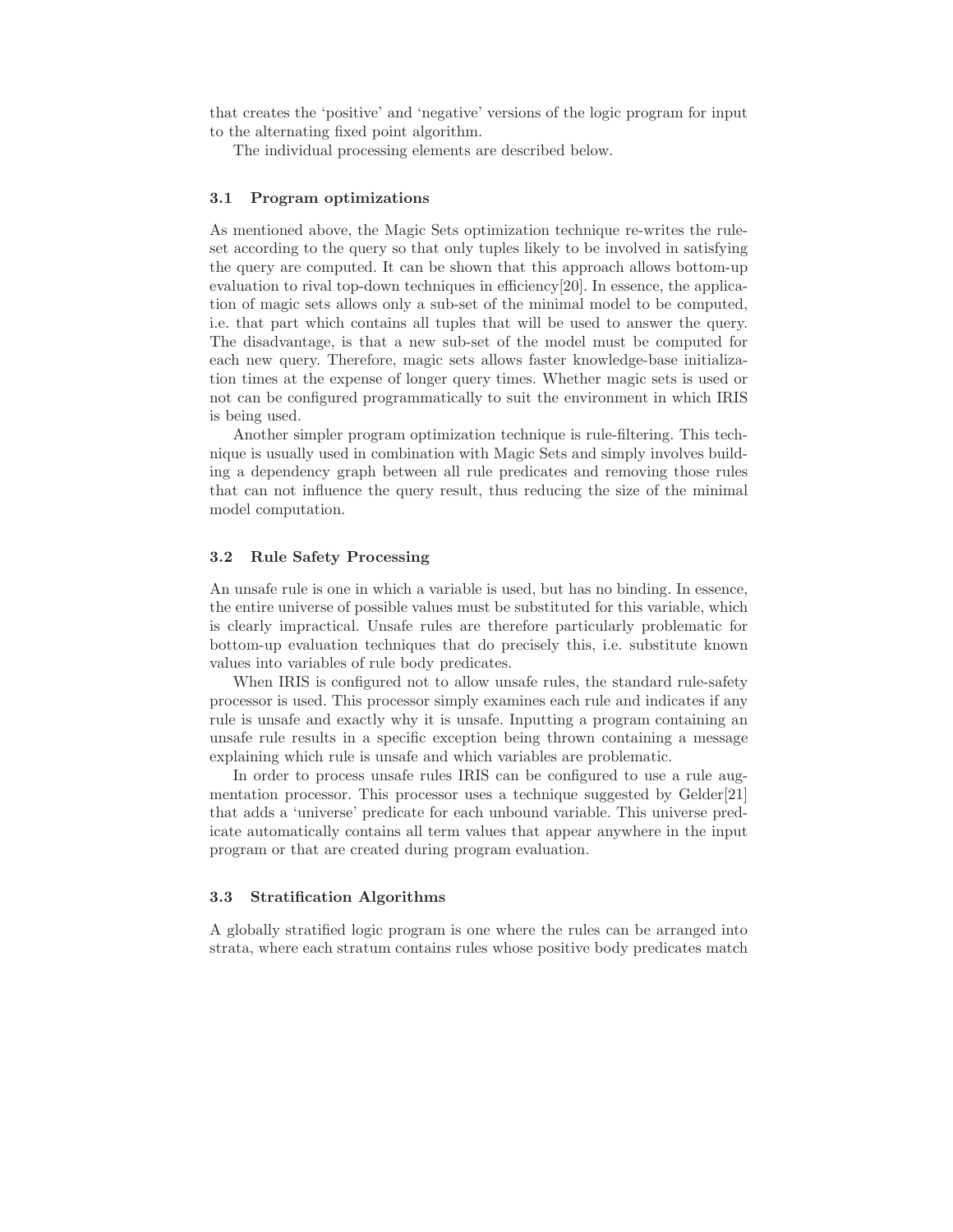that creates the 'positive' and 'negative' versions of the logic program for input to the alternating fixed point algorithm.

The individual processing elements are described below.

### 3.1 Program optimizations

As mentioned above, the Magic Sets optimization technique re-writes the rule-set according to the query so that only tuples likely to be involved in satisfying the query are computed. It can be shown that this approach allows bottom-up evaluation to rival top-down techniques in efficiency[20]. In essence, the application of magic sets allows only a sub-set of the minimal model to be computed, i.e. that part which contains all tuples that will be used to answer the query. The disadvantage, is that a new sub-set of the model must be computed for each new query. Therefore, magic sets allows faster knowledge-base initialization times at the expense of longer query times. Whether magic sets is used or not can be configured programmatically to suit the environment in which IRIS is being used.

Another simpler program optimization technique is rule-filtering. This technique is usually used in combination with Magic Sets and simply involves building a dependency graph between all rule predicates and removing those rules that can not influence the query result, thus reducing the size of the minimal model computation.

### 3.2 Rule Safety Processing

An unsafe rule is one in which a variable is used, but has no binding. In essence, the entire universe of possible values must be substituted for this variable, which is clearly impractical. Unsafe rules are therefore particularly problematic for bottom-up evaluation techniques that do precisely this, i.e. substitute known values into variables of rule body predicates.

When IRIS is configured not to allow unsafe rules, the standard rule-safety processor is used. This processor simply examines each rule and indicates if any rule is unsafe and exactly why it is unsafe. Inputting a program containing an unsafe rule results in a specific exception being thrown containing a message explaining which rule is unsafe and which variables are problematic.

In order to process unsafe rules IRIS can be configured to use a rule augmentation processor. This processor uses a technique suggested by Gelder[21] that adds a 'universe' predicate for each unbound variable. This universe predicate automatically contains all term values that appear anywhere in the input program or that are created during program evaluation.

### 3.3 Stratification Algorithms

A globally stratified logic program is one where the rules can be arranged into strata, where each stratum contains rules whose positive body predicates match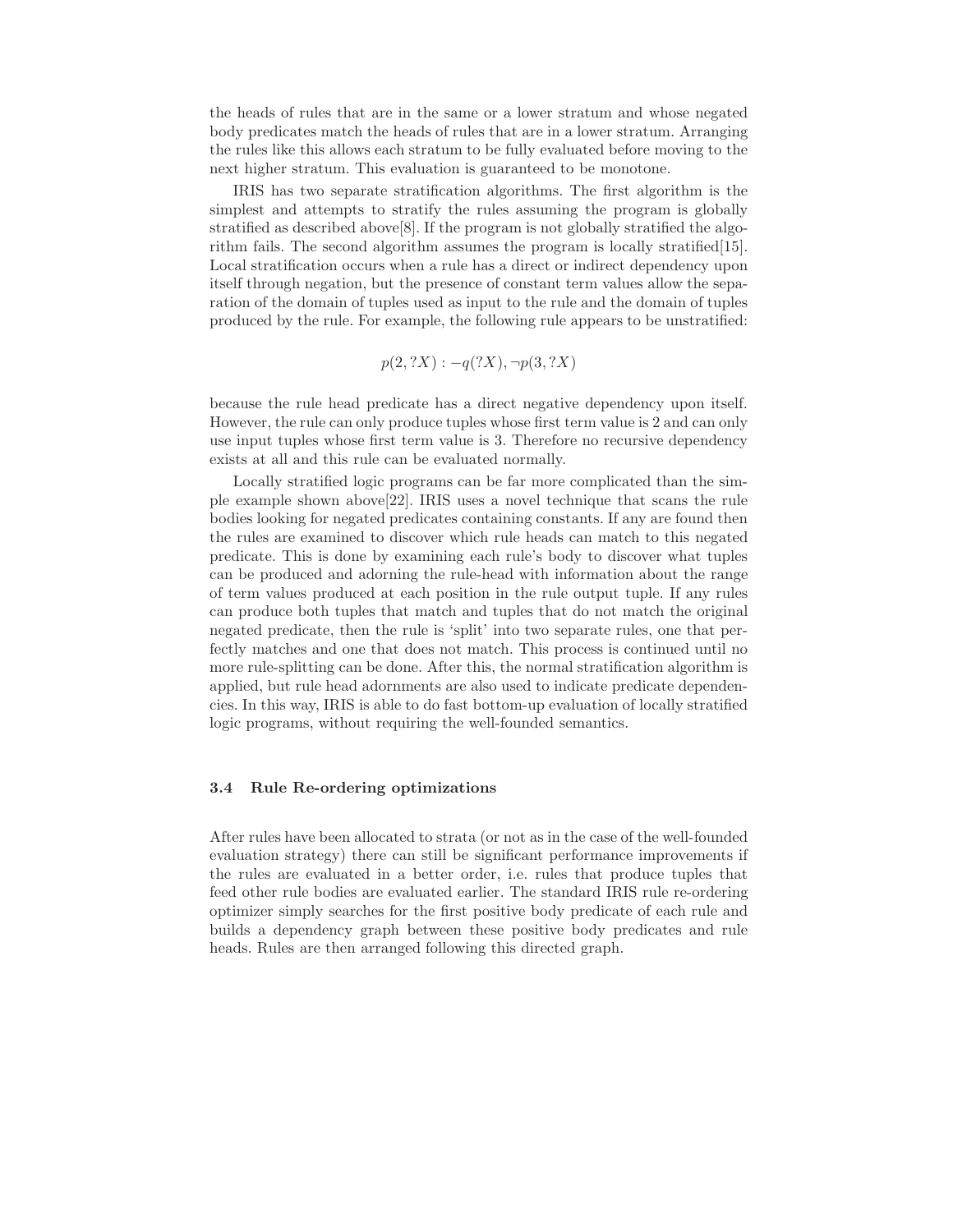the heads of rules that are in the same or a lower stratum and whose negated body predicates match the heads of rules that are in a lower stratum. Arranging the rules like this allows each stratum to be fully evaluated before moving to the next higher stratum. This evaluation is guaranteed to be monotone.

IRIS has two separate stratification algorithms. The first algorithm is the simplest and attempts to stratify the rules assuming the program is globally stratified as described above[8]. If the program is not globally stratified the algorithm fails. The second algorithm assumes the program is locally stratified[15]. Local stratification occurs when a rule has a direct or indirect dependency upon itself through negation, but the presence of constant term values allow the separation of the domain of tuples used as input to the rule and the domain of tuples produced by the rule. For example, the following rule appears to be unstratified:

$$p(2, ?X) : -q(?X), \neg p(3, ?X)$$

because the rule head predicate has a direct negative dependency upon itself. However, the rule can only produce tuples whose first term value is 2 and can only use input tuples whose first term value is 3. Therefore no recursive dependency exists at all and this rule can be evaluated normally.

Locally stratified logic programs can be far more complicated than the simple example shown above[22]. IRIS uses a novel technique that scans the rule bodies looking for negated predicates containing constants. If any are found then the rules are examined to discover which rule heads can match to this negated predicate. This is done by examining each rule's body to discover what tuples can be produced and adorning the rule-head with information about the range of term values produced at each position in the rule output tuple. If any rules can produce both tuples that match and tuples that do not match the original negated predicate, then the rule is 'split' into two separate rules, one that perfectly matches and one that does not match. This process is continued until no more rule-splitting can be done. After this, the normal stratification algorithm is applied, but rule head adornments are also used to indicate predicate dependencies. In this way, IRIS is able to do fast bottom-up evaluation of locally stratified logic programs, without requiring the well-founded semantics.

### 3.4 Rule Re-ordering optimizations

After rules have been allocated to strata (or not as in the case of the well-founded evaluation strategy) there can still be significant performance improvements if the rules are evaluated in a better order, i.e. rules that produce tuples that feed other rule bodies are evaluated earlier. The standard IRIS rule re-ordering optimizer simply searches for the first positive body predicate of each rule and builds a dependency graph between these positive body predicates and rule heads. Rules are then arranged following this directed graph.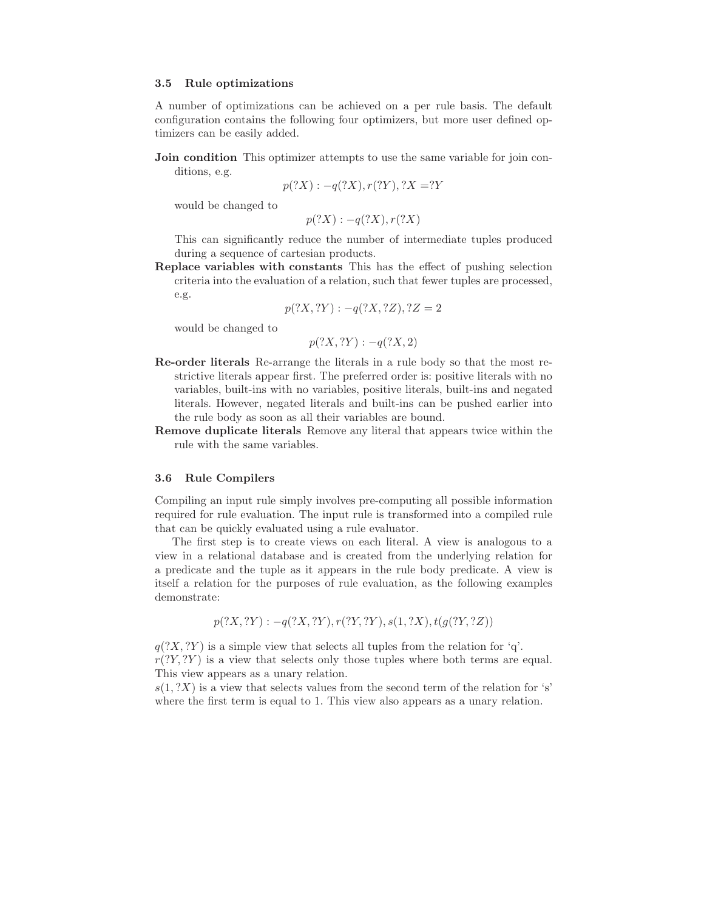### 3.5 Rule optimizations

A number of optimizations can be achieved on a per rule basis. The default configuration contains the following four optimizers, but more user defined optimizers can be easily added.

**Join condition** This optimizer attempts to use the same variable for join conditions, e.g.

$$p(?X) :- q(?X), r(?Y), ?X = ?Y$$

would be changed to

$$p(?X) :- q(?X), r(?X)$$

This can significantly reduce the number of intermediate tuples produced during a sequence of cartesian products.

**Replace variables with constants** This has the effect of pushing selection criteria into the evaluation of a relation, such that fewer tuples are processed, e.g.

$$p(?X, ?Y) :- q(?X, ?Z), ?Z = 2$$

would be changed to

$$p(?X, ?Y) :- q(?X, 2)$$

**Re-order literals** Re-arrange the literals in a rule body so that the most restrictive literals appear first. The preferred order is: positive literals with no variables, built-ins with no variables, positive literals, built-ins and negated literals. However, negated literals and built-ins can be pushed earlier into the rule body as soon as all their variables are bound.

**Remove duplicate literals** Remove any literal that appears twice within the rule with the same variables.

### 3.6 Rule Compilers

Compiling an input rule simply involves pre-computing all possible information required for rule evaluation. The input rule is transformed into a compiled rule that can be quickly evaluated using a rule evaluator.

The first step is to create views on each literal. A view is analogous to a view in a relational database and is created from the underlying relation for a predicate and the tuple as it appears in the rule body predicate. A view is itself a relation for the purposes of rule evaluation, as the following examples demonstrate:

$$p(?X, ?Y) :- q(?X, ?Y), r(?Y, ?Y), s(1, ?X), t(g(?Y, ?Z))$$

$q(?X, ?Y)$ is a simple view that selects all tuples from the relation for 'q'.
$r(?Y, ?Y)$ is a view that selects only those tuples where both terms are equal. This view appears as a unary relation.
$s(1, ?X)$ is a view that selects values from the second term of the relation for 's' where the first term is equal to 1. This view also appears as a unary relation.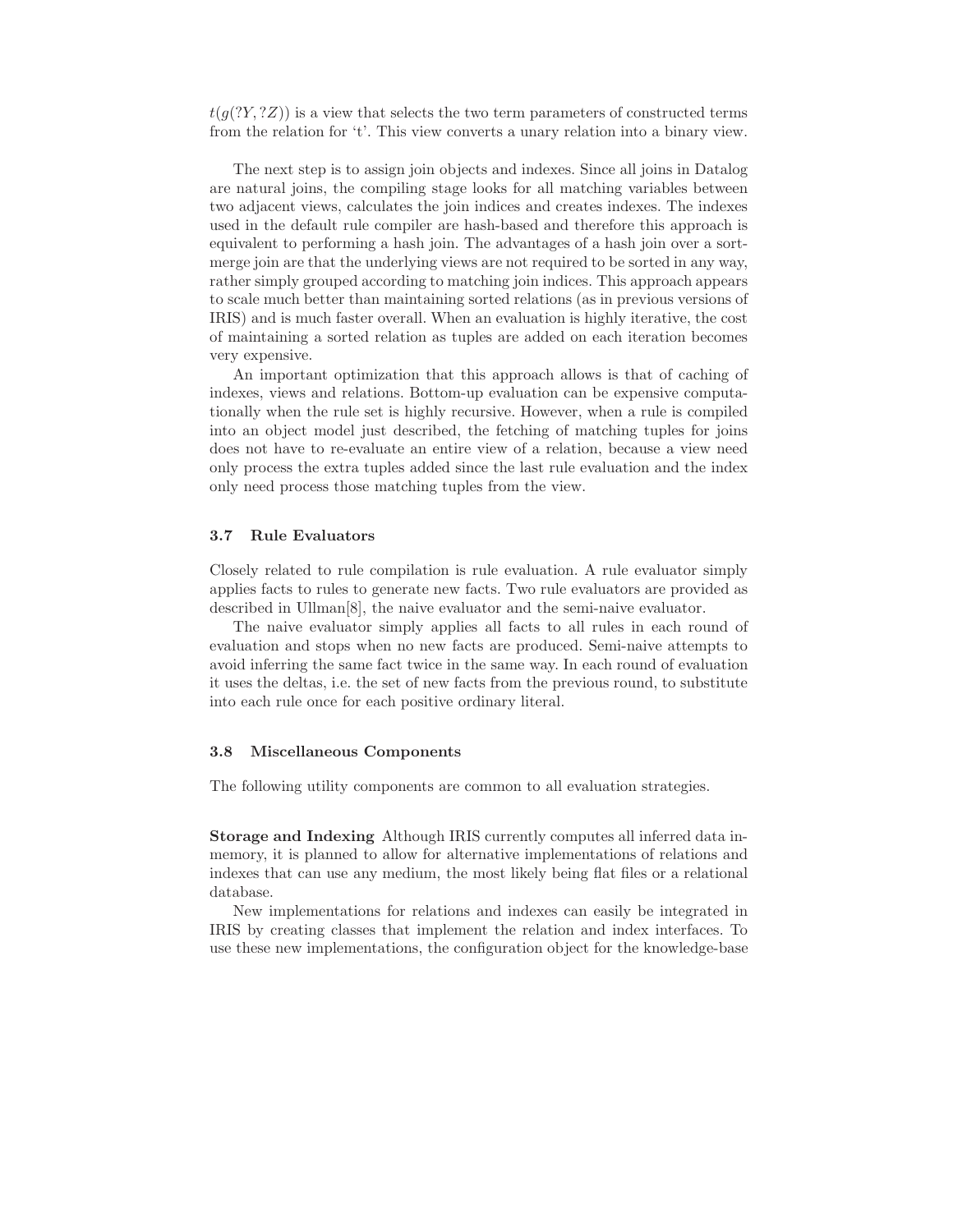$t(g(?Y, ?Z))$ is a view that selects the two term parameters of constructed terms from the relation for 't'. This view converts a unary relation into a binary view.

The next step is to assign join objects and indexes. Since all joins in Datalog are natural joins, the compiling stage looks for all matching variables between two adjacent views, calculates the join indices and creates indexes. The indexes used in the default rule compiler are hash-based and therefore this approach is equivalent to performing a hash join. The advantages of a hash join over a sort-merge join are that the underlying views are not required to be sorted in any way, rather simply grouped according to matching join indices. This approach appears to scale much better than maintaining sorted relations (as in previous versions of IRIS) and is much faster overall. When an evaluation is highly iterative, the cost of maintaining a sorted relation as tuples are added on each iteration becomes very expensive.

An important optimization that this approach allows is that of caching of indexes, views and relations. Bottom-up evaluation can be expensive computationally when the rule set is highly recursive. However, when a rule is compiled into an object model just described, the fetching of matching tuples for joins does not have to re-evaluate an entire view of a relation, because a view need only process the extra tuples added since the last rule evaluation and the index only need process those matching tuples from the view.

### 3.7 Rule Evaluators

Closely related to rule compilation is rule evaluation. A rule evaluator simply applies facts to rules to generate new facts. Two rule evaluators are provided as described in Ullman[8], the naive evaluator and the semi-naive evaluator.

The naive evaluator simply applies all facts to all rules in each round of evaluation and stops when no new facts are produced. Semi-naive attempts to avoid inferring the same fact twice in the same way. In each round of evaluation it uses the deltas, i.e. the set of new facts from the previous round, to substitute into each rule once for each positive ordinary literal.

### 3.8 Miscellaneous Components

The following utility components are common to all evaluation strategies.

**Storage and Indexing** Although IRIS currently computes all inferred data in-memory, it is planned to allow for alternative implementations of relations and indexes that can use any medium, the most likely being flat files or a relational database.

New implementations for relations and indexes can easily be integrated in IRIS by creating classes that implement the relation and index interfaces. To use these new implementations, the configuration object for the knowledge-base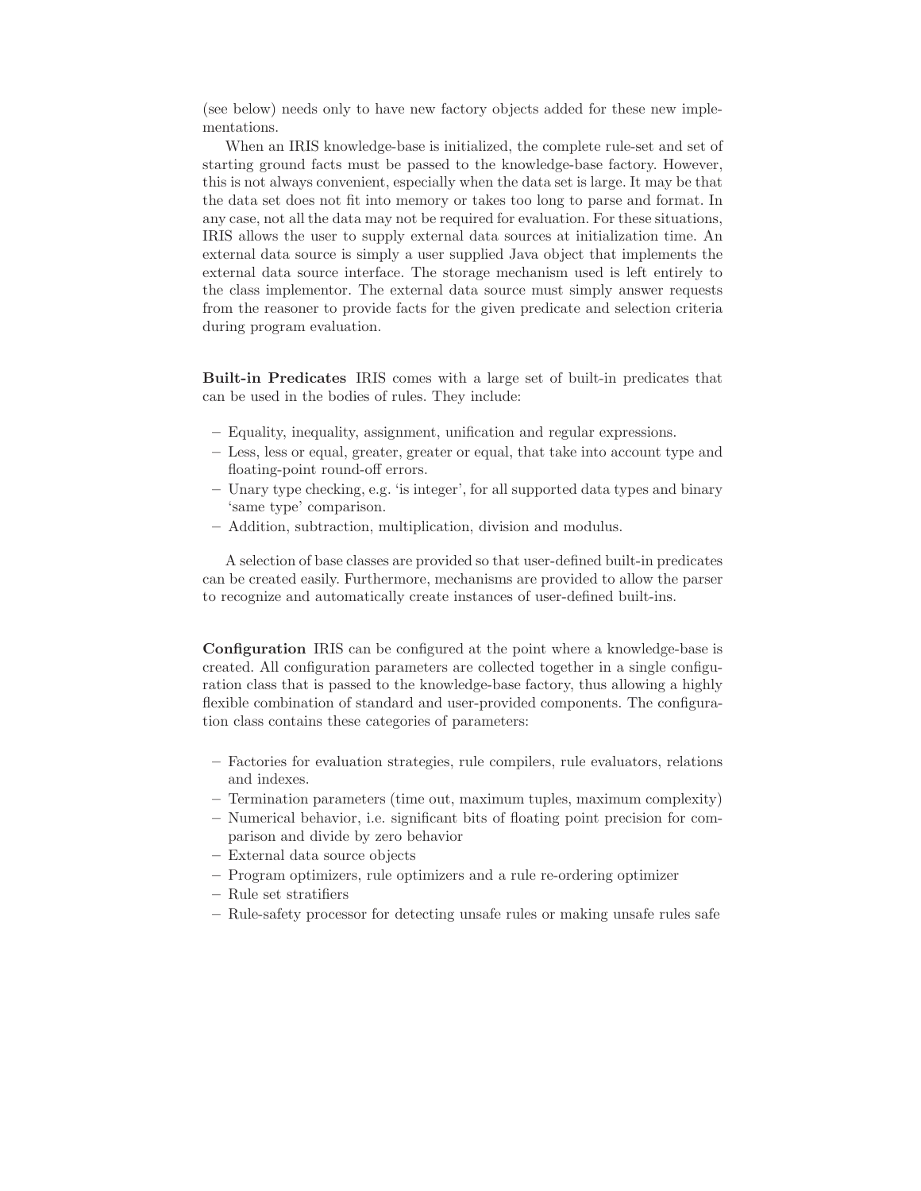(see below) needs only to have new factory objects added for these new implementations.

When an IRIS knowledge-base is initialized, the complete rule-set and set of starting ground facts must be passed to the knowledge-base factory. However, this is not always convenient, especially when the data set is large. It may be that the data set does not fit into memory or takes too long to parse and format. In any case, not all the data may not be required for evaluation. For these situations, IRIS allows the user to supply external data sources at initialization time. An external data source is simply a user supplied Java object that implements the external data source interface. The storage mechanism used is left entirely to the class implementor. The external data source must simply answer requests from the reasoner to provide facts for the given predicate and selection criteria during program evaluation.

**Built-in Predicates** IRIS comes with a large set of built-in predicates that can be used in the bodies of rules. They include:

- Equality, inequality, assignment, unification and regular expressions.
- Less, less or equal, greater, greater or equal, that take into account type and floating-point round-off errors.
- Unary type checking, e.g. 'is integer', for all supported data types and binary 'same type' comparison.
- Addition, subtraction, multiplication, division and modulus.

A selection of base classes are provided so that user-defined built-in predicates can be created easily. Furthermore, mechanisms are provided to allow the parser to recognize and automatically create instances of user-defined built-ins.

**Configuration** IRIS can be configured at the point where a knowledge-base is created. All configuration parameters are collected together in a single configuration class that is passed to the knowledge-base factory, thus allowing a highly flexible combination of standard and user-provided components. The configuration class contains these categories of parameters:

- Factories for evaluation strategies, rule compilers, rule evaluators, relations and indexes.
- Termination parameters (time out, maximum tuples, maximum complexity)
- Numerical behavior, i.e. significant bits of floating point precision for comparison and divide by zero behavior
- External data source objects
- Program optimizers, rule optimizers and a rule re-ordering optimizer
- Rule set stratifiers
- Rule-safety processor for detecting unsafe rules or making unsafe rules safe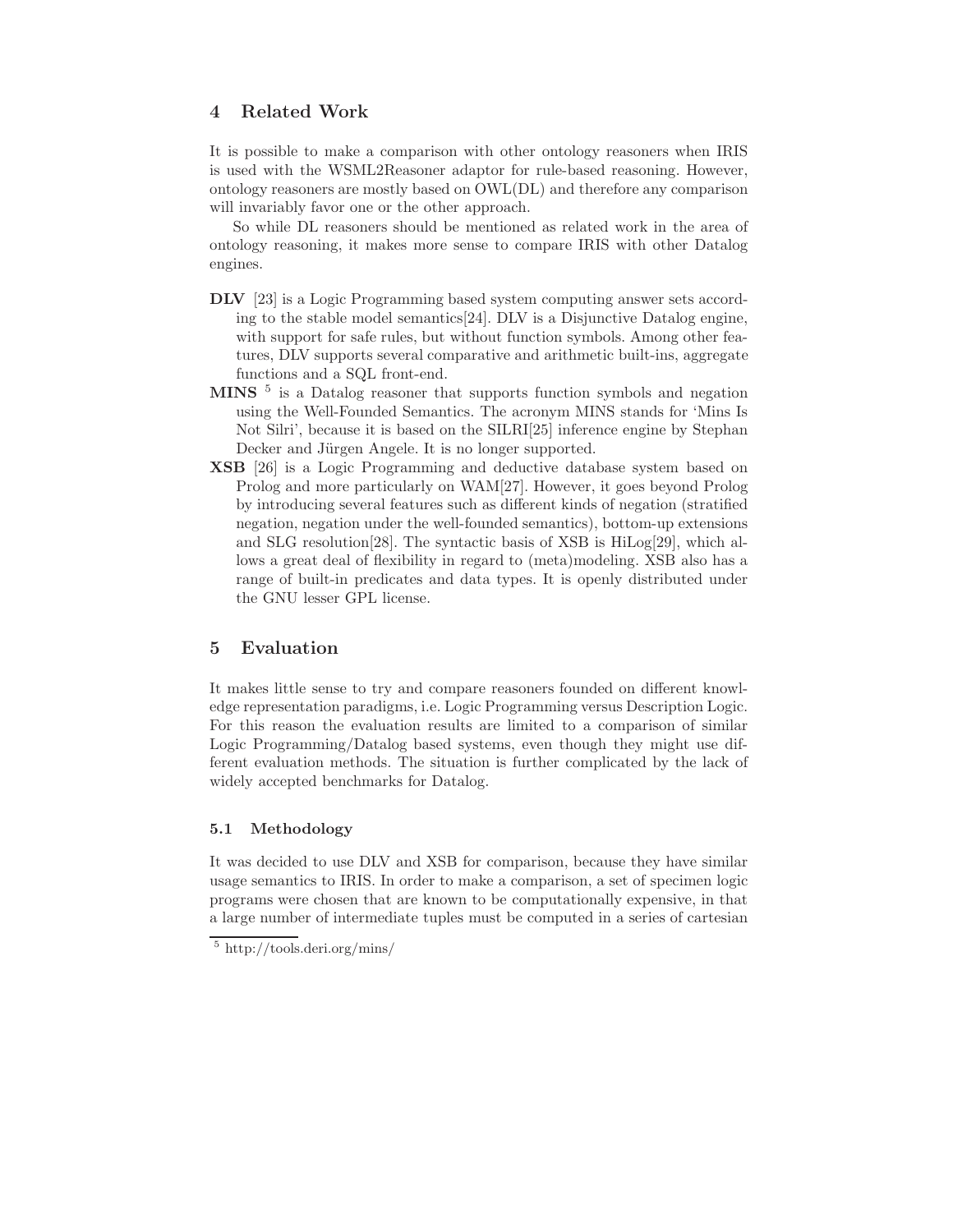## 4 Related Work

It is possible to make a comparison with other ontology reasoners when IRIS is used with the WSML2Reasoner adaptor for rule-based reasoning. However, ontology reasoners are mostly based on OWL(DL) and therefore any comparison will invariably favor one or the other approach.

So while DL reasoners should be mentioned as related work in the area of ontology reasoning, it makes more sense to compare IRIS with other Datalog engines.

- **DLV** [23] is a Logic Programming based system computing answer sets according to the stable model semantics[24]. DLV is a Disjunctive Datalog engine, with support for safe rules, but without function symbols. Among other features, DLV supports several comparative and arithmetic built-ins, aggregate functions and a SQL front-end.
- **MINS** [5] is a Datalog reasoner that supports function symbols and negation using the Well-Founded Semantics. The acronym MINS stands for 'Mins Is Not Silri', because it is based on the SILRI[25] inference engine by Stephan Decker and Jürgen Angele. It is no longer supported.
- **XSB** [26] is a Logic Programming and deductive database system based on Prolog and more particularly on WAM[27]. However, it goes beyond Prolog by introducing several features such as different kinds of negation (stratified negation, negation under the well-founded semantics), bottom-up extensions and SLG resolution[28]. The syntactic basis of XSB is HiLog[29], which allows a great deal of flexibility in regard to (meta)modeling. XSB also has a range of built-in predicates and data types. It is openly distributed under the GNU lesser GPL license.

## 5 Evaluation

It makes little sense to try and compare reasoners founded on different knowledge representation paradigms, i.e. Logic Programming versus Description Logic. For this reason the evaluation results are limited to a comparison of similar Logic Programming/Datalog based systems, even though they might use different evaluation methods. The situation is further complicated by the lack of widely accepted benchmarks for Datalog.

### 5.1 Methodology

It was decided to use DLV and XSB for comparison, because they have similar usage semantics to IRIS. In order to make a comparison, a set of specimen logic programs were chosen that are known to be computationally expensive, in that a large number of intermediate tuples must be computed in a series of cartesian

[5] http://tools.deri.org/mins/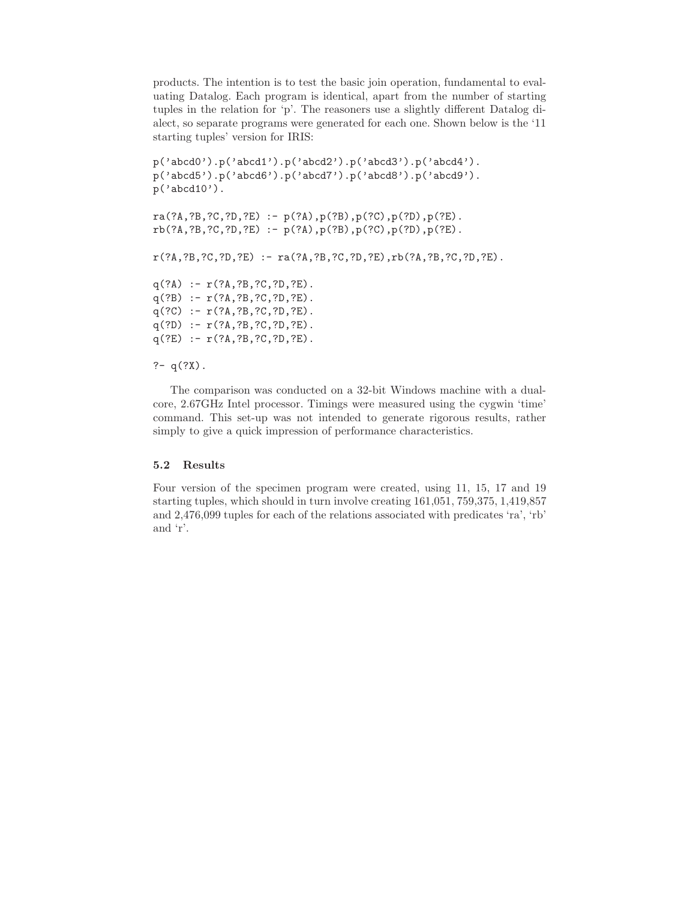products. The intention is to test the basic join operation, fundamental to evaluating Datalog. Each program is identical, apart from the number of starting tuples in the relation for 'p'. The reasoners use a slightly different Datalog dialect, so separate programs were generated for each one. Shown below is the '11 starting tuples' version for IRIS:

```
p('abcd0').p('abcd1').p('abcd2').p('abcd3').p('abcd4').
p('abcd5').p('abcd6').p('abcd7').p('abcd8').p('abcd9').
p('abcd10').

ra(?A,?B,?C,?D,?E) :- p(?A),p(?B),p(?C),p(?D),p(?E).
rb(?A,?B,?C,?D,?E) :- p(?A),p(?B),p(?C),p(?D),p(?E).

r(?A,?B,?C,?D,?E) :- ra(?A,?B,?C,?D,?E),rb(?A,?B,?C,?D,?E).

q(?A) :- r(?A,?B,?C,?D,?E).
q(?B) :- r(?A,?B,?C,?D,?E).
q(?C) :- r(?A,?B,?C,?D,?E).
q(?D) :- r(?A,?B,?C,?D,?E).
q(?E) :- r(?A,?B,?C,?D,?E).

?- q(?X).
```

The comparison was conducted on a 32-bit Windows machine with a dual-core, 2.67GHz Intel processor. Timings were measured using the cygwin 'time' command. This set-up was not intended to generate rigorous results, rather simply to give a quick impression of performance characteristics.

### 5.2 Results

Four version of the specimen program were created, using 11, 15, 17 and 19 starting tuples, which should in turn involve creating 161,051, 759,375, 1,419,857 and 2,476,099 tuples for each of the relations associated with predicates 'ra', 'rb' and 'r'.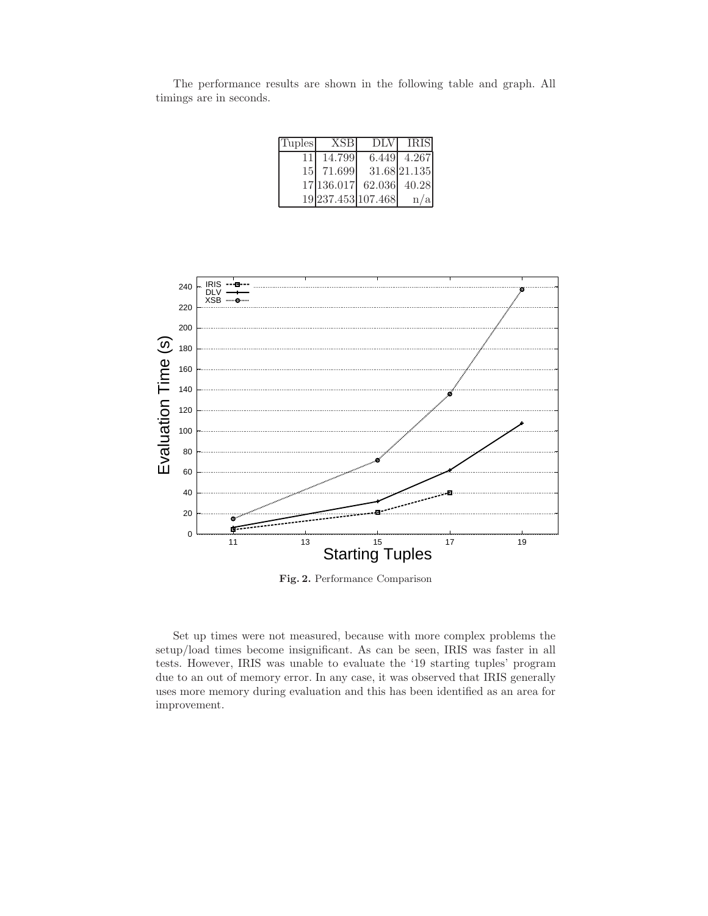The performance results are shown in the following table and graph. All timings are in seconds.

| Tuples | XSB | DLV | IRIS |
|---|---|---|---|
| 11 | 14.799 | 6.449 | 4.267 |
| 15 | 71.699 | 31.68 | 21.135 |
| 17 | 136.017 | 62.036 | 40.28 |
| 19 | 237.453 | 107.468 | n/a |

**Fig. 2.** Performance Comparison

Set up times were not measured, because with more complex problems the setup/load times become insignificant. As can be seen, IRIS was faster in all tests. However, IRIS was unable to evaluate the '19 starting tuples' program due to an out of memory error. In any case, it was observed that IRIS generally uses more memory during evaluation and this has been identified as an area for improvement.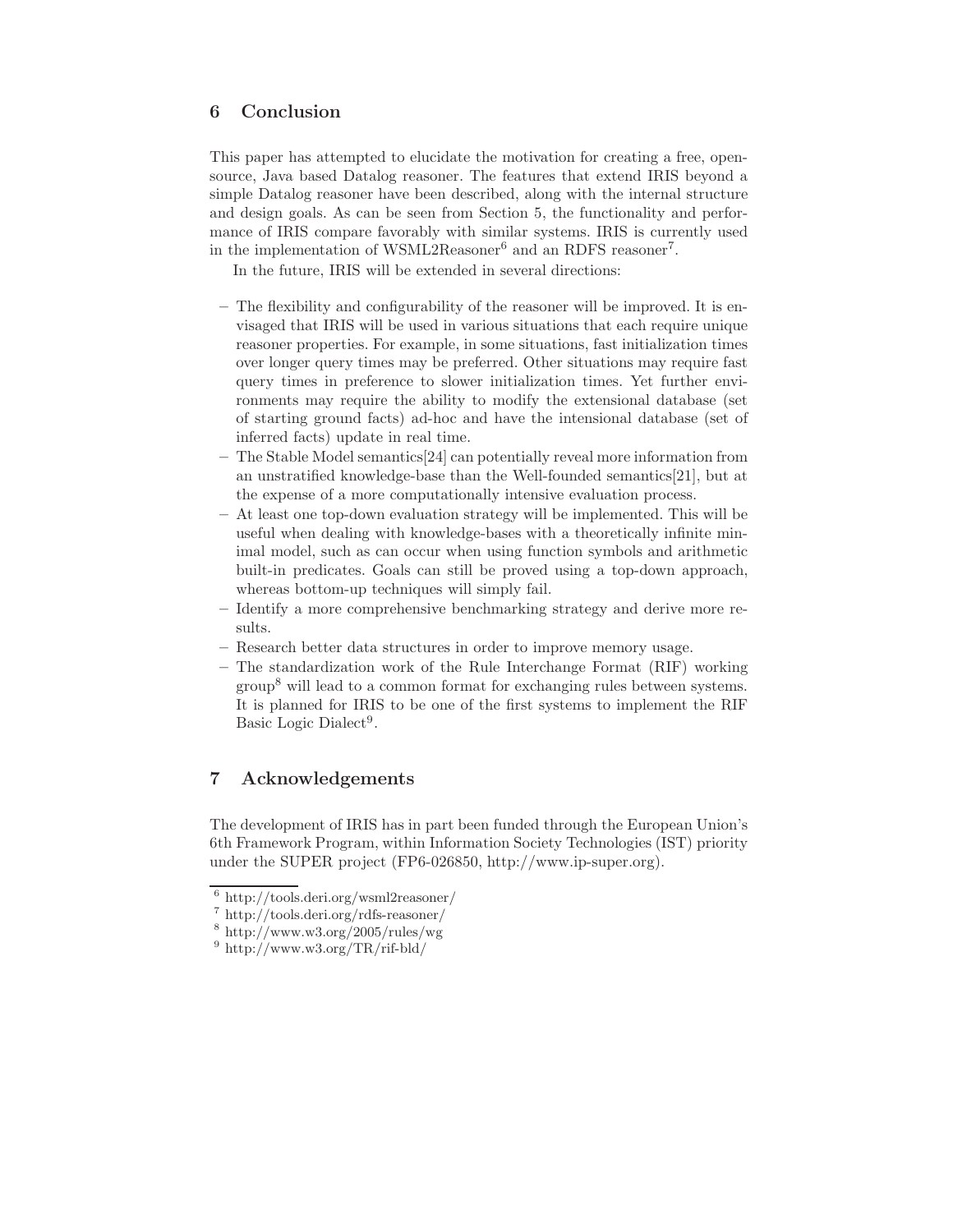## 6 Conclusion

This paper has attempted to elucidate the motivation for creating a free, open-source, Java based Datalog reasoner. The features that extend IRIS beyond a simple Datalog reasoner have been described, along with the internal structure and design goals. As can be seen from Section 5, the functionality and performance of IRIS compare favorably with similar systems. IRIS is currently used in the implementation of WSML2Reasoner[6] and an RDFS reasoner[7].

In the future, IRIS will be extended in several directions:

- The flexibility and configurability of the reasoner will be improved. It is envisaged that IRIS will be used in various situations that each require unique reasoner properties. For example, in some situations, fast initialization times over longer query times may be preferred. Other situations may require fast query times in preference to slower initialization times. Yet further environments may require the ability to modify the extensional database (set of starting ground facts) ad-hoc and have the intensional database (set of inferred facts) update in real time.
- The Stable Model semantics[24] can potentially reveal more information from an unstratified knowledge-base than the Well-founded semantics[21], but at the expense of a more computationally intensive evaluation process.
- At least one top-down evaluation strategy will be implemented. This will be useful when dealing with knowledge-bases with a theoretically infinite minimal model, such as can occur when using function symbols and arithmetic built-in predicates. Goals can still be proved using a top-down approach, whereas bottom-up techniques will simply fail.
- Identify a more comprehensive benchmarking strategy and derive more results.
- Research better data structures in order to improve memory usage.
- The standardization work of the Rule Interchange Format (RIF) working group[8] will lead to a common format for exchanging rules between systems. It is planned for IRIS to be one of the first systems to implement the RIF Basic Logic Dialect[9].

## 7 Acknowledgements

The development of IRIS has in part been funded through the European Union's 6th Framework Program, within Information Society Technologies (IST) priority under the SUPER project (FP6-026850, http://www.ip-super.org).

[6] http://tools.deri.org/wsml2reasoner/

[7] http://tools.deri.org/rdfs-reasoner/

[8] http://www.w3.org/2005/rules/wg

[9] http://www.w3.org/TR/rif-bld/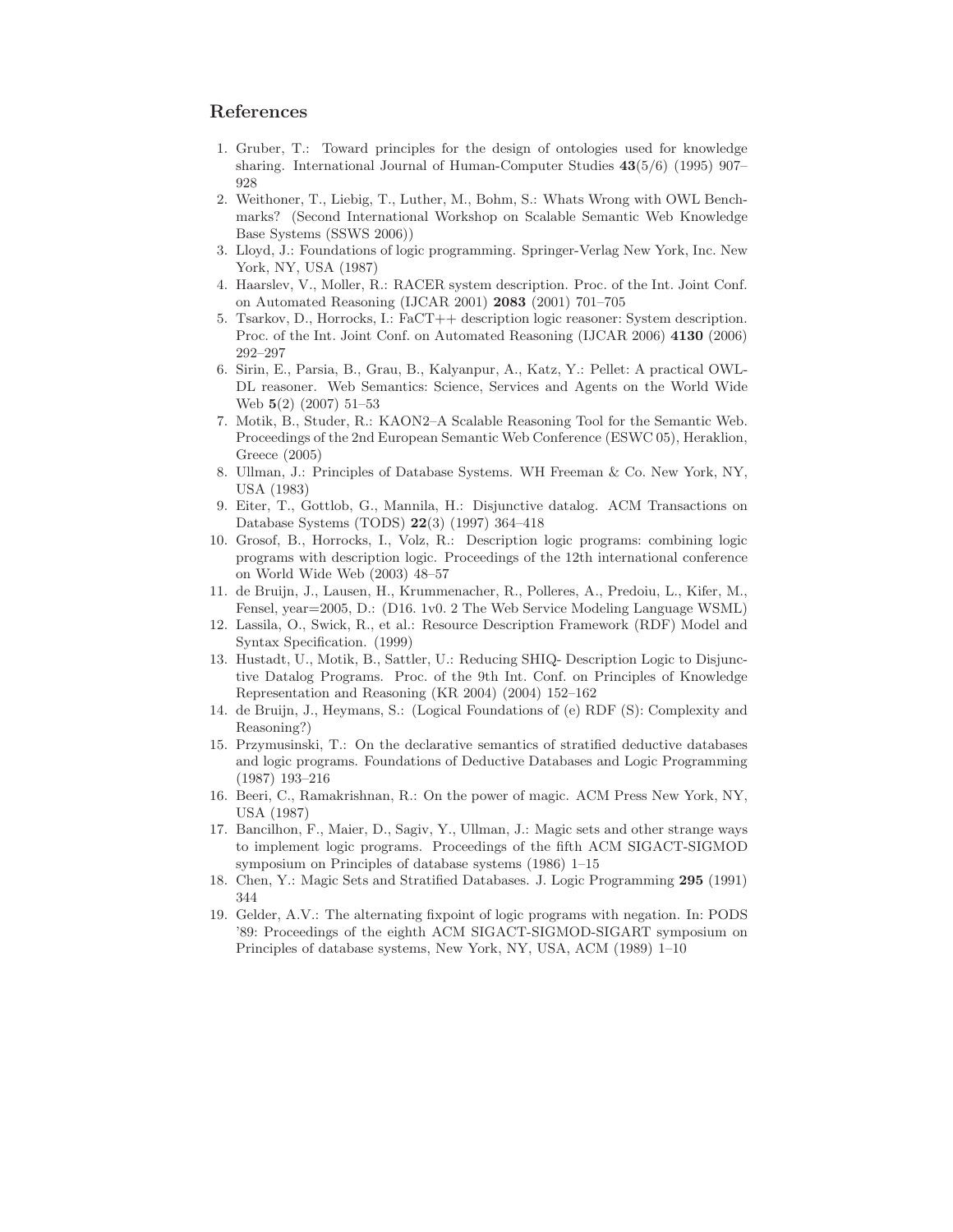## References

1. Gruber, T.: Toward principles for the design of ontologies used for knowledge sharing. International Journal of Human-Computer Studies **43**(5/6) (1995) 907–928
2. Weithoner, T., Liebig, T., Luther, M., Bohm, S.: Whats Wrong with OWL Benchmarks? (Second International Workshop on Scalable Semantic Web Knowledge Base Systems (SSWS 2006))
3. Lloyd, J.: Foundations of logic programming. Springer-Verlag New York, Inc. New York, NY, USA (1987)
4. Haarslev, V., Moller, R.: RACER system description. Proc. of the Int. Joint Conf. on Automated Reasoning (IJCAR 2001) **2083** (2001) 701–705
5. Tsarkov, D., Horrocks, I.: FaCT++ description logic reasoner: System description. Proc. of the Int. Joint Conf. on Automated Reasoning (IJCAR 2006) **4130** (2006) 292–297
6. Sirin, E., Parsia, B., Grau, B., Kalyanpur, A., Katz, Y.: Pellet: A practical OWL-DL reasoner. Web Semantics: Science, Services and Agents on the World Wide Web **5**(2) (2007) 51–53
7. Motik, B., Studer, R.: KAON2–A Scalable Reasoning Tool for the Semantic Web. Proceedings of the 2nd European Semantic Web Conference (ESWC 05), Heraklion, Greece (2005)
8. Ullman, J.: Principles of Database Systems. WH Freeman & Co. New York, NY, USA (1983)
9. Eiter, T., Gottlob, G., Mannila, H.: Disjunctive datalog. ACM Transactions on Database Systems (TODS) **22**(3) (1997) 364–418
10. Grosof, B., Horrocks, I., Volz, R.: Description logic programs: combining logic programs with description logic. Proceedings of the 12th international conference on World Wide Web (2003) 48–57
11. de Bruijn, J., Lausen, H., Krummenacher, R., Polleres, A., Predoiu, L., Kifer, M., Fensel, year=2005, D.: (D16. 1v0. 2 The Web Service Modeling Language WSML)
12. Lassila, O., Swick, R., et al.: Resource Description Framework (RDF) Model and Syntax Specification. (1999)
13. Hustadt, U., Motik, B., Sattler, U.: Reducing SHIQ- Description Logic to Disjunctive Datalog Programs. Proc. of the 9th Int. Conf. on Principles of Knowledge Representation and Reasoning (KR 2004) (2004) 152–162
14. de Bruijn, J., Heymans, S.: (Logical Foundations of (e) RDF (S): Complexity and Reasoning?)
15. Przymusinski, T.: On the declarative semantics of stratified deductive databases and logic programs. Foundations of Deductive Databases and Logic Programming (1987) 193–216
16. Beeri, C., Ramakrishnan, R.: On the power of magic. ACM Press New York, NY, USA (1987)
17. Bancilhon, F., Maier, D., Sagiv, Y., Ullman, J.: Magic sets and other strange ways to implement logic programs. Proceedings of the fifth ACM SIGACT-SIGMOD symposium on Principles of database systems (1986) 1–15
18. Chen, Y.: Magic Sets and Stratified Databases. J. Logic Programming **295** (1991) 344
19. Gelder, A.V.: The alternating fixpoint of logic programs with negation. In: PODS '89: Proceedings of the eighth ACM SIGACT-SIGMOD-SIGART symposium on Principles of database systems, New York, NY, USA, ACM (1989) 1–10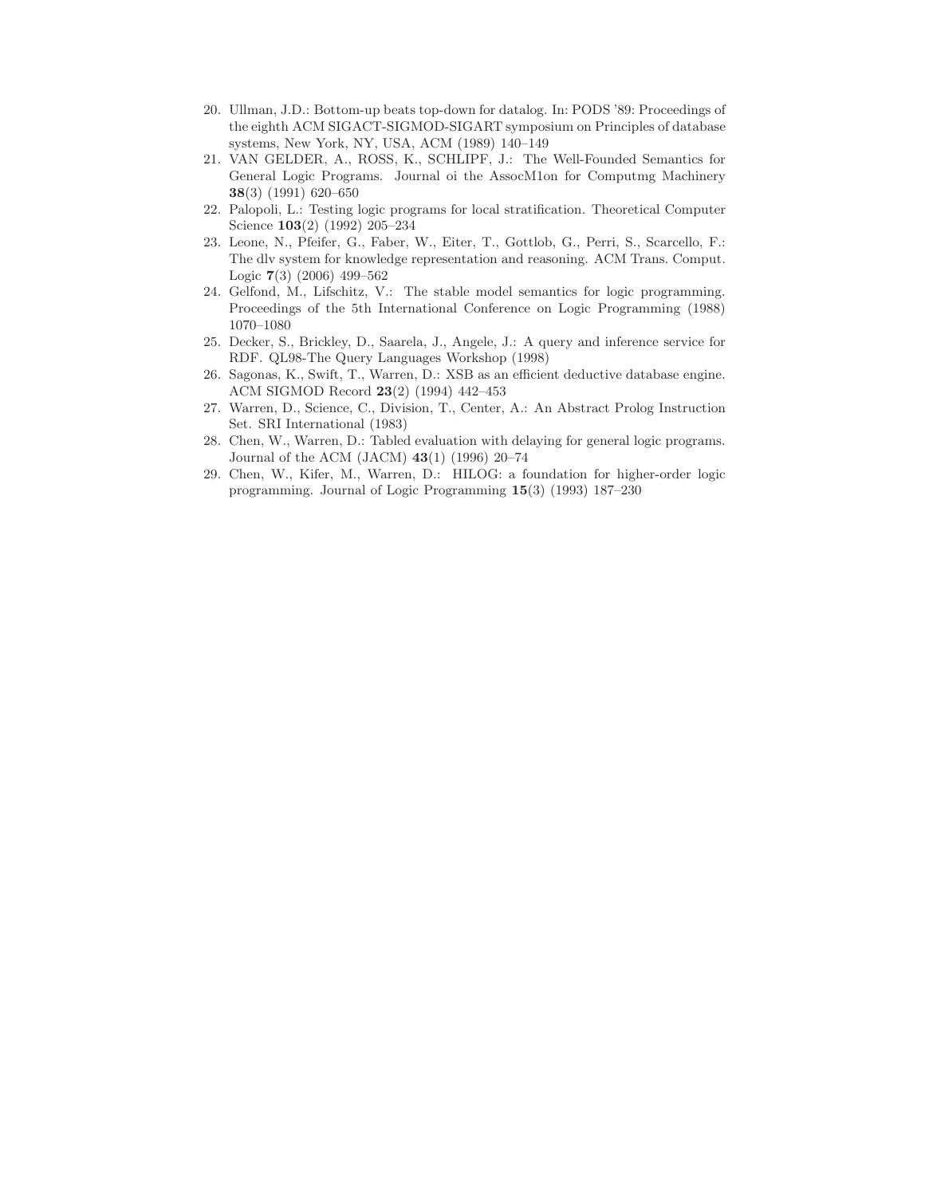20. Ullman, J.D.: Bottom-up beats top-down for datalog. In: PODS '89: Proceedings of the eighth ACM SIGACT-SIGMOD-SIGART symposium on Principles of database systems, New York, NY, USA, ACM (1989) 140–149
21. VAN GELDER, A., ROSS, K., SCHLIPF, J.: The Well-Founded Semantics for General Logic Programs. Journal oi the AssocM1on for Computmg Machinery **38**(3) (1991) 620–650
22. Palopoli, L.: Testing logic programs for local stratification. Theoretical Computer Science **103**(2) (1992) 205–234
23. Leone, N., Pfeifer, G., Faber, W., Eiter, T., Gottlob, G., Perri, S., Scarcello, F.: The dlv system for knowledge representation and reasoning. ACM Trans. Comput. Logic **7**(3) (2006) 499–562
24. Gelfond, M., Lifschitz, V.: The stable model semantics for logic programming. Proceedings of the 5th International Conference on Logic Programming (1988) 1070–1080
25. Decker, S., Brickley, D., Saarela, J., Angele, J.: A query and inference service for RDF. QL98-The Query Languages Workshop (1998)
26. Sagonas, K., Swift, T., Warren, D.: XSB as an efficient deductive database engine. ACM SIGMOD Record **23**(2) (1994) 442–453
27. Warren, D., Science, C., Division, T., Center, A.: An Abstract Prolog Instruction Set. SRI International (1983)
28. Chen, W., Warren, D.: Tabled evaluation with delaying for general logic programs. Journal of the ACM (JACM) **43**(1) (1996) 20–74
29. Chen, W., Kifer, M., Warren, D.: HILOG: a foundation for higher-order logic programming. Journal of Logic Programming **15**(3) (1993) 187–230